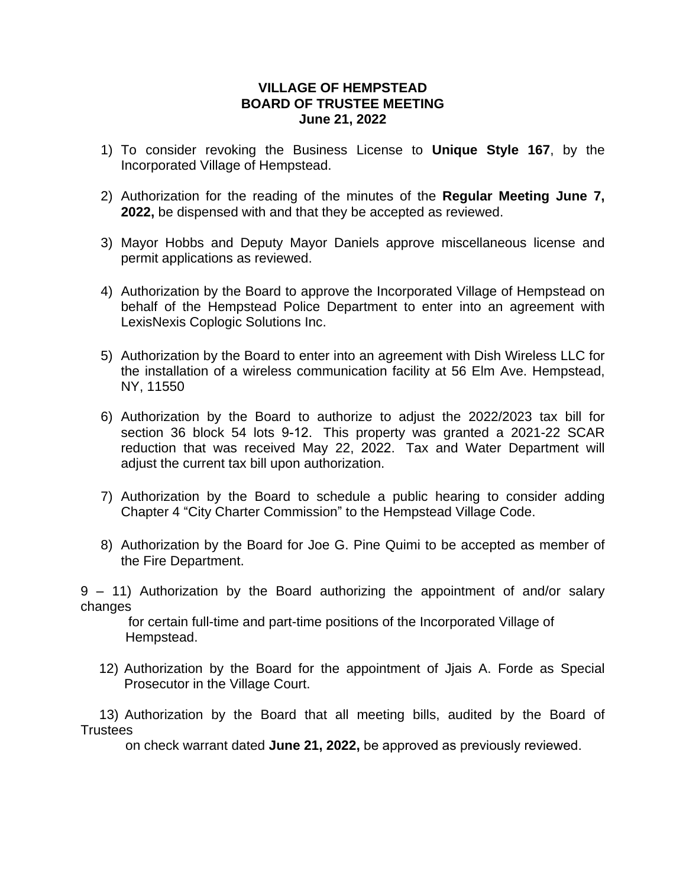**VILLAGE OF HEMPSTEAD**
**BOARD OF TRUSTEE MEETING**
**June 21, 2022**

1) To consider revoking the Business License to **Unique Style 167**, by the Incorporated Village of Hempstead.

2) Authorization for the reading of the minutes of the **Regular Meeting June 7, 2022,** be dispensed with and that they be accepted as reviewed.

3) Mayor Hobbs and Deputy Mayor Daniels approve miscellaneous license and permit applications as reviewed.

4) Authorization by the Board to approve the Incorporated Village of Hempstead on behalf of the Hempstead Police Department to enter into an agreement with LexisNexis Coplogic Solutions Inc.

5) Authorization by the Board to enter into an agreement with Dish Wireless LLC for the installation of a wireless communication facility at 56 Elm Ave. Hempstead, NY, 11550

6) Authorization by the Board to authorize to adjust the 2022/2023 tax bill for section 36 block 54 lots 9-12. This property was granted a 2021-22 SCAR reduction that was received May 22, 2022. Tax and Water Department will adjust the current tax bill upon authorization.

7) Authorization by the Board to schedule a public hearing to consider adding Chapter 4 “City Charter Commission” to the Hempstead Village Code.

8) Authorization by the Board for Joe G. Pine Quimi to be accepted as member of the Fire Department.

9 – 11) Authorization by the Board authorizing the appointment of and/or salary changes for certain full-time and part-time positions of the Incorporated Village of Hempstead.

12) Authorization by the Board for the appointment of Jjais A. Forde as Special Prosecutor in the Village Court.

13) Authorization by the Board that all meeting bills, audited by the Board of Trustees on check warrant dated **June 21, 2022,** be approved as previously reviewed.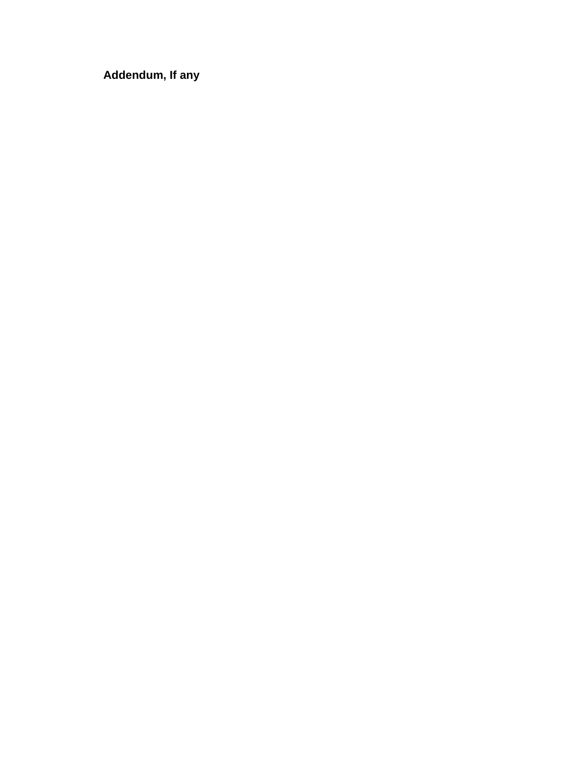**Addendum, If any**